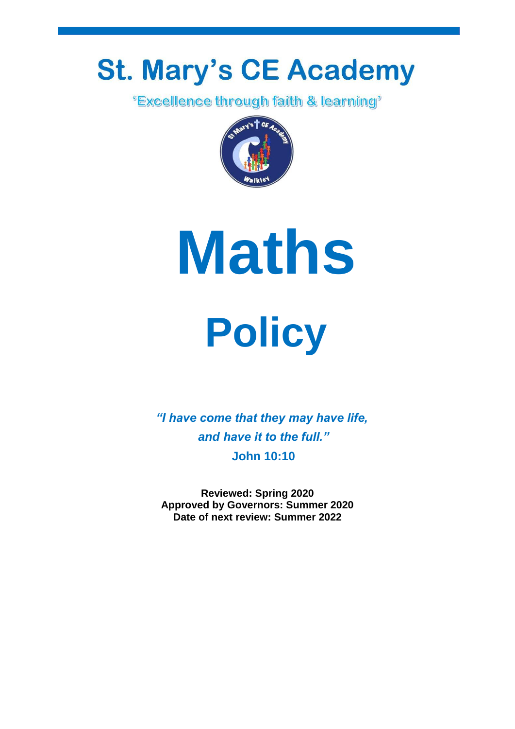# St. Mary's CE Academy

'Excellence through faith & learning'

# Maths

# Policy

***"I have come that they may have life,***
***and have it to the full."***
**John 10:10**

**Reviewed: Spring 2020**
**Approved by Governors: Summer 2020**
**Date of next review: Summer 2022**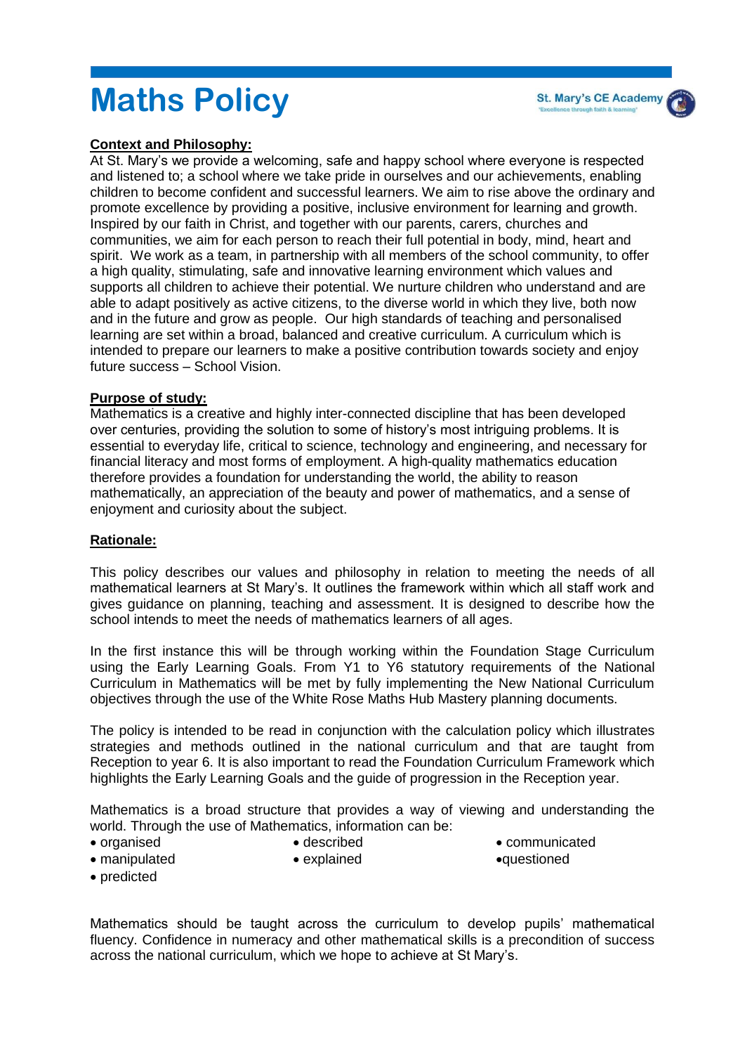# Maths Policy

**Context and Philosophy:**

At St. Mary's we provide a welcoming, safe and happy school where everyone is respected and listened to; a school where we take pride in ourselves and our achievements, enabling children to become confident and successful learners. We aim to rise above the ordinary and promote excellence by providing a positive, inclusive environment for learning and growth. Inspired by our faith in Christ, and together with our parents, carers, churches and communities, we aim for each person to reach their full potential in body, mind, heart and spirit. We work as a team, in partnership with all members of the school community, to offer a high quality, stimulating, safe and innovative learning environment which values and supports all children to achieve their potential. We nurture children who understand and are able to adapt positively as active citizens, to the diverse world in which they live, both now and in the future and grow as people. Our high standards of teaching and personalised learning are set within a broad, balanced and creative curriculum. A curriculum which is intended to prepare our learners to make a positive contribution towards society and enjoy future success – School Vision.

**Purpose of study:**

Mathematics is a creative and highly inter-connected discipline that has been developed over centuries, providing the solution to some of history's most intriguing problems. It is essential to everyday life, critical to science, technology and engineering, and necessary for financial literacy and most forms of employment. A high-quality mathematics education therefore provides a foundation for understanding the world, the ability to reason mathematically, an appreciation of the beauty and power of mathematics, and a sense of enjoyment and curiosity about the subject.

**Rationale:**

This policy describes our values and philosophy in relation to meeting the needs of all mathematical learners at St Mary's. It outlines the framework within which all staff work and gives guidance on planning, teaching and assessment. It is designed to describe how the school intends to meet the needs of mathematics learners of all ages.

In the first instance this will be through working within the Foundation Stage Curriculum using the Early Learning Goals. From Y1 to Y6 statutory requirements of the National Curriculum in Mathematics will be met by fully implementing the New National Curriculum objectives through the use of the White Rose Maths Hub Mastery planning documents.

The policy is intended to be read in conjunction with the calculation policy which illustrates strategies and methods outlined in the national curriculum and that are taught from Reception to year 6. It is also important to read the Foundation Curriculum Framework which highlights the Early Learning Goals and the guide of progression in the Reception year.

Mathematics is a broad structure that provides a way of viewing and understanding the world. Through the use of Mathematics, information can be:

- organised
- described
- communicated
- manipulated
- explained
- questioned
- predicted

Mathematics should be taught across the curriculum to develop pupils' mathematical fluency. Confidence in numeracy and other mathematical skills is a precondition of success across the national curriculum, which we hope to achieve at St Mary's.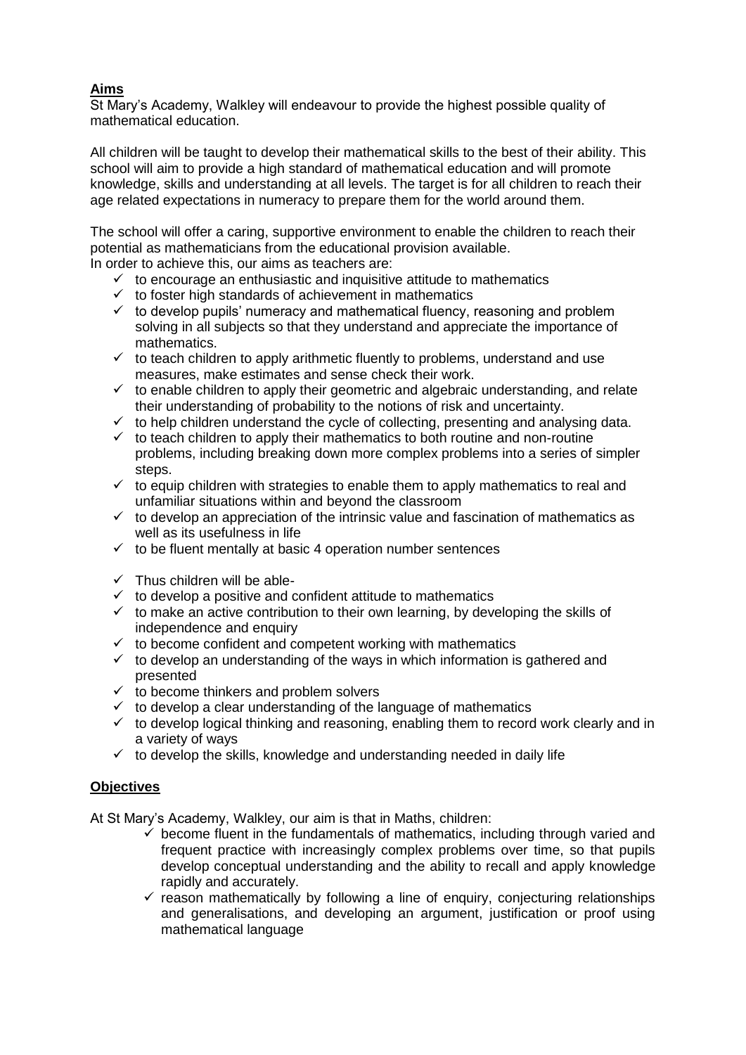## Aims

St Mary's Academy, Walkley will endeavour to provide the highest possible quality of mathematical education.

All children will be taught to develop their mathematical skills to the best of their ability. This school will aim to provide a high standard of mathematical education and will promote knowledge, skills and understanding at all levels. The target is for all children to reach their age related expectations in numeracy to prepare them for the world around them.

The school will offer a caring, supportive environment to enable the children to reach their potential as mathematicians from the educational provision available.
In order to achieve this, our aims as teachers are:

- ✓ to encourage an enthusiastic and inquisitive attitude to mathematics
- ✓ to foster high standards of achievement in mathematics
- ✓ to develop pupils' numeracy and mathematical fluency, reasoning and problem solving in all subjects so that they understand and appreciate the importance of mathematics.
- ✓ to teach children to apply arithmetic fluently to problems, understand and use measures, make estimates and sense check their work.
- ✓ to enable children to apply their geometric and algebraic understanding, and relate their understanding of probability to the notions of risk and uncertainty.
- ✓ to help children understand the cycle of collecting, presenting and analysing data.
- ✓ to teach children to apply their mathematics to both routine and non-routine problems, including breaking down more complex problems into a series of simpler steps.
- ✓ to equip children with strategies to enable them to apply mathematics to real and unfamiliar situations within and beyond the classroom
- ✓ to develop an appreciation of the intrinsic value and fascination of mathematics as well as its usefulness in life
- ✓ to be fluent mentally at basic 4 operation number sentences

- ✓ Thus children will be able-
- ✓ to develop a positive and confident attitude to mathematics
- ✓ to make an active contribution to their own learning, by developing the skills of independence and enquiry
- ✓ to become confident and competent working with mathematics
- ✓ to develop an understanding of the ways in which information is gathered and presented
- ✓ to become thinkers and problem solvers
- ✓ to develop a clear understanding of the language of mathematics
- ✓ to develop logical thinking and reasoning, enabling them to record work clearly and in a variety of ways
- ✓ to develop the skills, knowledge and understanding needed in daily life

## Objectives

At St Mary's Academy, Walkley, our aim is that in Maths, children:

- ✓ become fluent in the fundamentals of mathematics, including through varied and frequent practice with increasingly complex problems over time, so that pupils develop conceptual understanding and the ability to recall and apply knowledge rapidly and accurately.
- ✓ reason mathematically by following a line of enquiry, conjecturing relationships and generalisations, and developing an argument, justification or proof using mathematical language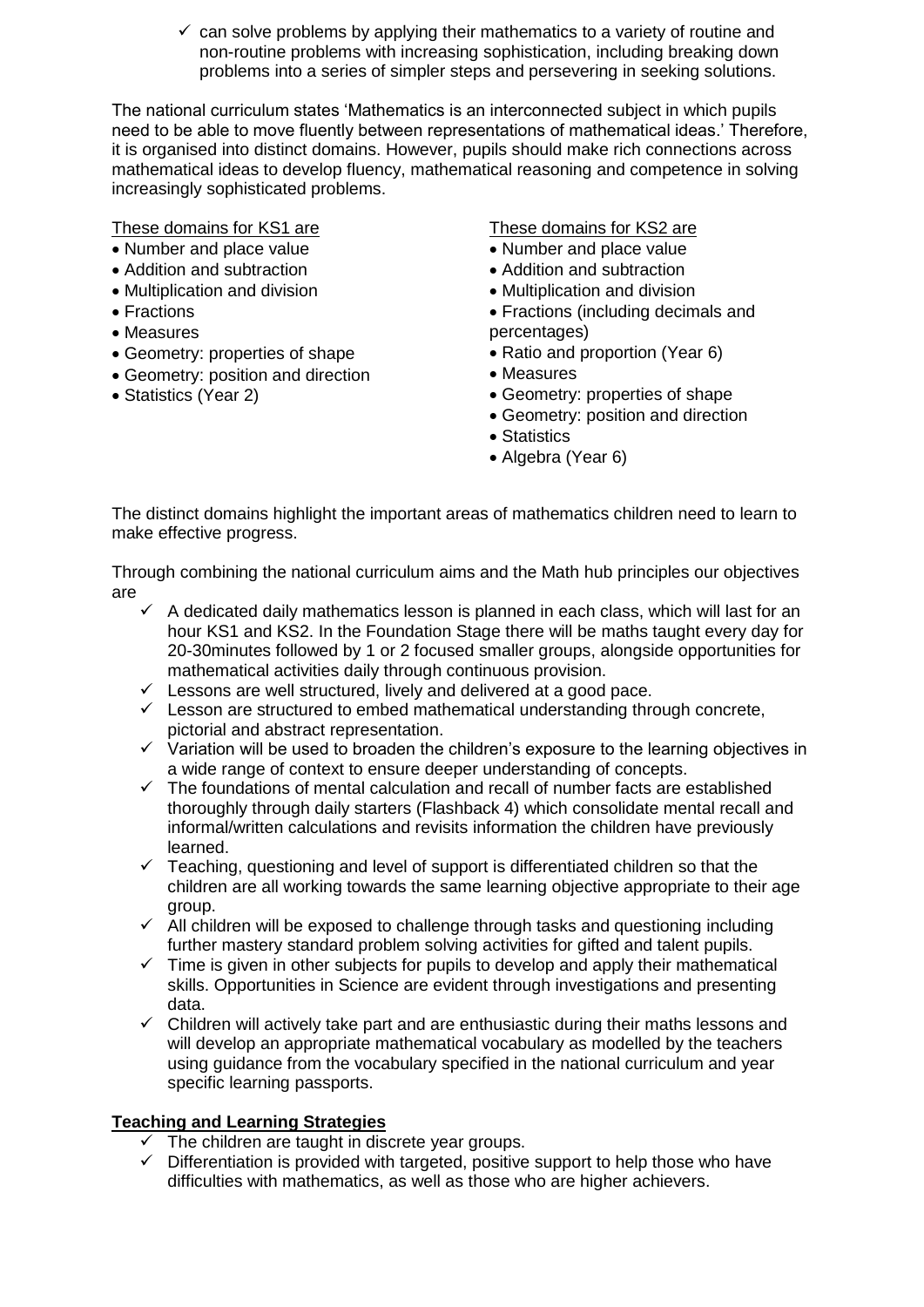- ✓ can solve problems by applying their mathematics to a variety of routine and non-routine problems with increasing sophistication, including breaking down problems into a series of simpler steps and persevering in seeking solutions.

The national curriculum states 'Mathematics is an interconnected subject in which pupils need to be able to move fluently between representations of mathematical ideas.' Therefore, it is organised into distinct domains. However, pupils should make rich connections across mathematical ideas to develop fluency, mathematical reasoning and competence in solving increasingly sophisticated problems.

These domains for KS1 are

- Number and place value
- Addition and subtraction
- Multiplication and division
- Fractions
- Measures
- Geometry: properties of shape
- Geometry: position and direction
- Statistics (Year 2)

These domains for KS2 are

- Number and place value
- Addition and subtraction
- Multiplication and division
- Fractions (including decimals and percentages)
- Ratio and proportion (Year 6)
- Measures
- Geometry: properties of shape
- Geometry: position and direction
- Statistics
- Algebra (Year 6)

The distinct domains highlight the important areas of mathematics children need to learn to make effective progress.

Through combining the national curriculum aims and the Math hub principles our objectives are

- ✓ A dedicated daily mathematics lesson is planned in each class, which will last for an hour KS1 and KS2. In the Foundation Stage there will be maths taught every day for 20-30minutes followed by 1 or 2 focused smaller groups, alongside opportunities for mathematical activities daily through continuous provision.
- ✓ Lessons are well structured, lively and delivered at a good pace.
- ✓ Lesson are structured to embed mathematical understanding through concrete, pictorial and abstract representation.
- ✓ Variation will be used to broaden the children's exposure to the learning objectives in a wide range of context to ensure deeper understanding of concepts.
- ✓ The foundations of mental calculation and recall of number facts are established thoroughly through daily starters (Flashback 4) which consolidate mental recall and informal/written calculations and revisits information the children have previously learned.
- ✓ Teaching, questioning and level of support is differentiated children so that the children are all working towards the same learning objective appropriate to their age group.
- ✓ All children will be exposed to challenge through tasks and questioning including further mastery standard problem solving activities for gifted and talent pupils.
- ✓ Time is given in other subjects for pupils to develop and apply their mathematical skills. Opportunities in Science are evident through investigations and presenting data.
- ✓ Children will actively take part and are enthusiastic during their maths lessons and will develop an appropriate mathematical vocabulary as modelled by the teachers using guidance from the vocabulary specified in the national curriculum and year specific learning passports.

## Teaching and Learning Strategies

- ✓ The children are taught in discrete year groups.
- ✓ Differentiation is provided with targeted, positive support to help those who have difficulties with mathematics, as well as those who are higher achievers.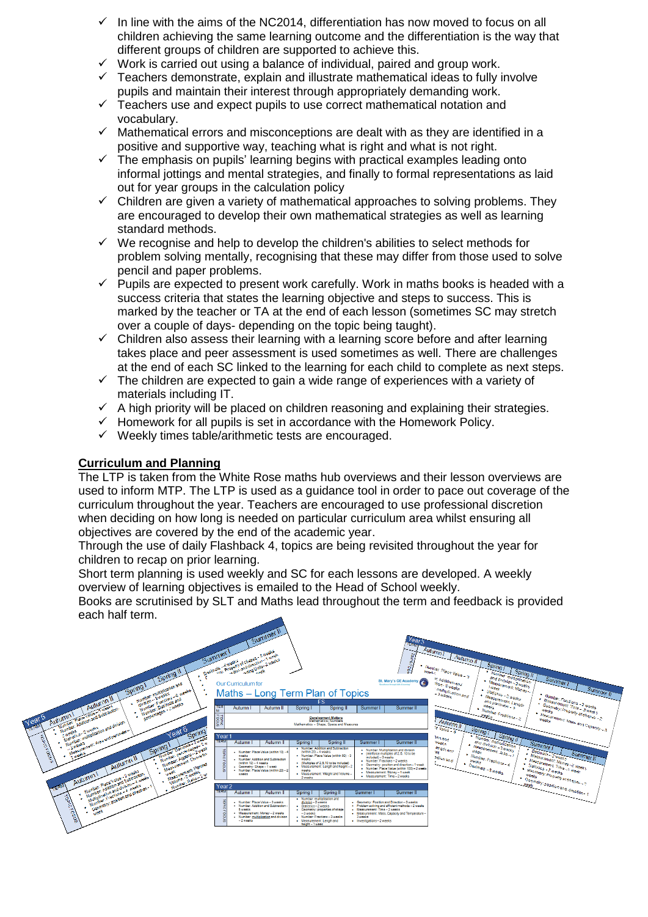- ✓ In line with the aims of the NC2014, differentiation has now moved to focus on all children achieving the same learning outcome and the differentiation is the way that different groups of children are supported to achieve this.
- ✓ Work is carried out using a balance of individual, paired and group work.
- ✓ Teachers demonstrate, explain and illustrate mathematical ideas to fully involve pupils and maintain their interest through appropriately demanding work.
- ✓ Teachers use and expect pupils to use correct mathematical notation and vocabulary.
- ✓ Mathematical errors and misconceptions are dealt with as they are identified in a positive and supportive way, teaching what is right and what is not right.
- ✓ The emphasis on pupils' learning begins with practical examples leading onto informal jottings and mental strategies, and finally to formal representations as laid out for year groups in the calculation policy
- ✓ Children are given a variety of mathematical approaches to solving problems. They are encouraged to develop their own mathematical strategies as well as learning standard methods.
- ✓ We recognise and help to develop the children's abilities to select methods for problem solving mentally, recognising that these may differ from those used to solve pencil and paper problems.
- ✓ Pupils are expected to present work carefully. Work in maths books is headed with a success criteria that states the learning objective and steps to success. This is marked by the teacher or TA at the end of each lesson (sometimes SC may stretch over a couple of days- depending on the topic being taught).
- ✓ Children also assess their learning with a learning score before and after learning takes place and peer assessment is used sometimes as well. There are challenges at the end of each SC linked to the learning for each child to complete as next steps.
- ✓ The children are expected to gain a wide range of experiences with a variety of materials including IT.
- ✓ A high priority will be placed on children reasoning and explaining their strategies.
- ✓ Homework for all pupils is set in accordance with the Homework Policy.
- ✓ Weekly times table/arithmetic tests are encouraged.

**Curriculum and Planning**

The LTP is taken from the White Rose maths hub overviews and their lesson overviews are used to inform MTP. The LTP is used as a guidance tool in order to pace out coverage of the curriculum throughout the year. Teachers are encouraged to use professional discretion when deciding on how long is needed on particular curriculum area whilst ensuring all objectives are covered by the end of the academic year.

Through the use of daily Flashback 4, topics are being revisited throughout the year for children to recap on prior learning.

Short term planning is used weekly and SC for each lessons are developed. A weekly overview of learning objectives is emailed to the Head of School weekly.

Books are scrutinised by SLT and Maths lead throughout the term and feedback is provided each half term.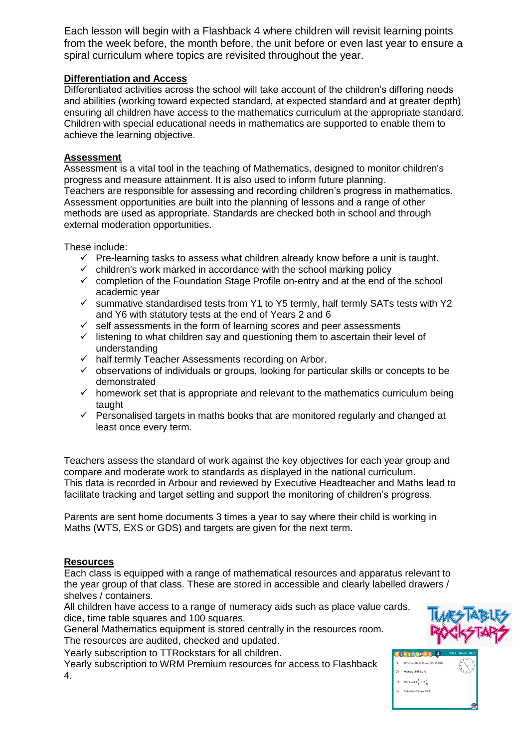Each lesson will begin with a Flashback 4 where children will revisit learning points from the week before, the month before, the unit before or even last year to ensure a spiral curriculum where topics are revisited throughout the year.

## Differentiation and Access

Differentiated activities across the school will take account of the children's differing needs and abilities (working toward expected standard, at expected standard and at greater depth) ensuring all children have access to the mathematics curriculum at the appropriate standard. Children with special educational needs in mathematics are supported to enable them to achieve the learning objective.

## Assessment

Assessment is a vital tool in the teaching of Mathematics, designed to monitor children's progress and measure attainment. It is also used to inform future planning. Teachers are responsible for assessing and recording children's progress in mathematics. Assessment opportunities are built into the planning of lessons and a range of other methods are used as appropriate. Standards are checked both in school and through external moderation opportunities.

These include:

- ✓ Pre-learning tasks to assess what children already know before a unit is taught.
- ✓ children's work marked in accordance with the school marking policy
- ✓ completion of the Foundation Stage Profile on-entry and at the end of the school academic year
- ✓ summative standardised tests from Y1 to Y5 termly, half termly SATs tests with Y2 and Y6 with statutory tests at the end of Years 2 and 6
- ✓ self assessments in the form of learning scores and peer assessments
- ✓ listening to what children say and questioning them to ascertain their level of understanding
- ✓ half termly Teacher Assessments recording on Arbor.
- ✓ observations of individuals or groups, looking for particular skills or concepts to be demonstrated
- ✓ homework set that is appropriate and relevant to the mathematics curriculum being taught
- ✓ Personalised targets in maths books that are monitored regularly and changed at least once every term.

Teachers assess the standard of work against the key objectives for each year group and compare and moderate work to standards as displayed in the national curriculum. This data is recorded in Arbour and reviewed by Executive Headteacher and Maths lead to facilitate tracking and target setting and support the monitoring of children's progress.

Parents are sent home documents 3 times a year to say where their child is working in Maths (WTS, EXS or GDS) and targets are given for the next term.

## Resources

Each class is equipped with a range of mathematical resources and apparatus relevant to the year group of that class. These are stored in accessible and clearly labelled drawers / shelves / containers.

All children have access to a range of numeracy aids such as place value cards, dice, time table squares and 100 squares.

General Mathematics equipment is stored centrally in the resources room.

The resources are audited, checked and updated.

Yearly subscription to TTRockstars for all children.

Yearly subscription to WRM Premium resources for access to Flashback 4.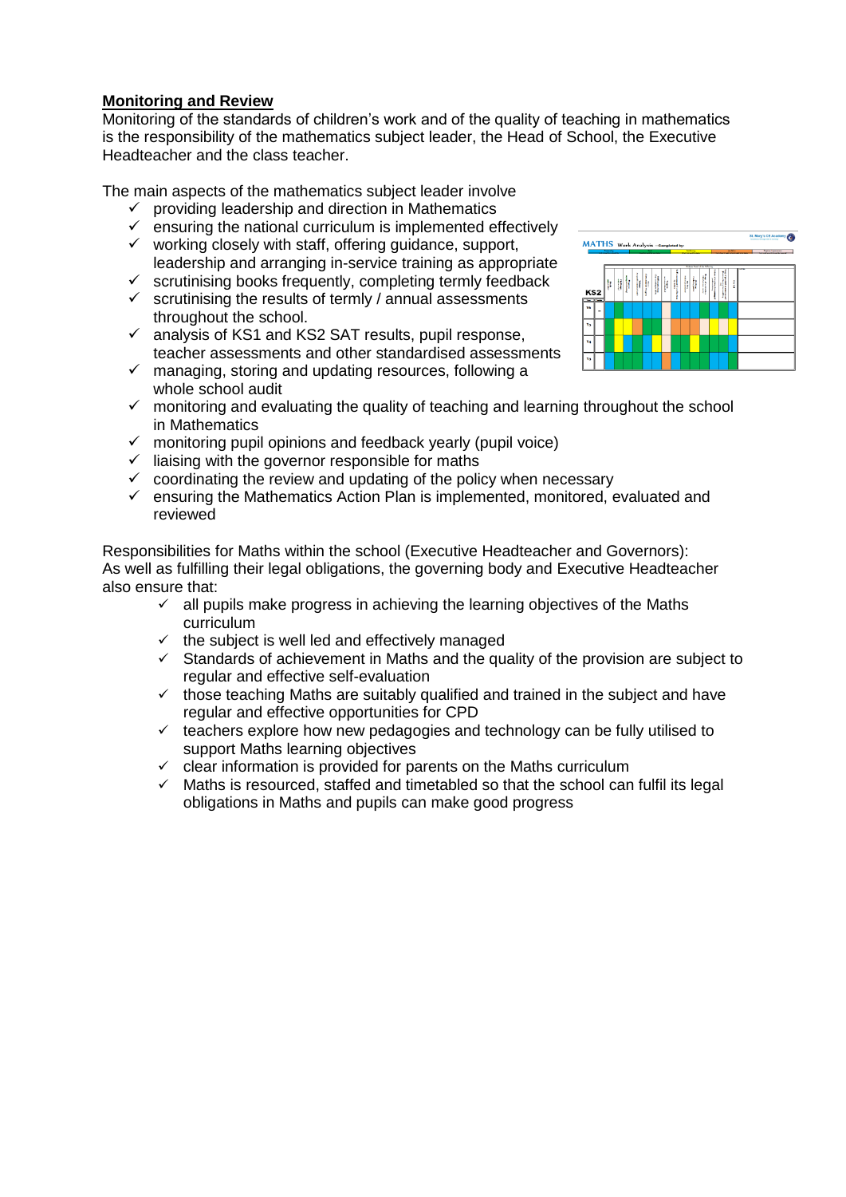**Monitoring and Review**

Monitoring of the standards of children's work and of the quality of teaching in mathematics is the responsibility of the mathematics subject leader, the Head of School, the Executive Headteacher and the class teacher.

The main aspects of the mathematics subject leader involve

- ✓ providing leadership and direction in Mathematics
- ✓ ensuring the national curriculum is implemented effectively
- ✓ working closely with staff, offering guidance, support, leadership and arranging in-service training as appropriate
- ✓ scrutinising books frequently, completing termly feedback
- ✓ scrutinising the results of termly / annual assessments throughout the school.
- ✓ analysis of KS1 and KS2 SAT results, pupil response, teacher assessments and other standardised assessments
- ✓ managing, storing and updating resources, following a whole school audit
- ✓ monitoring and evaluating the quality of teaching and learning throughout the school in Mathematics
- ✓ monitoring pupil opinions and feedback yearly (pupil voice)
- ✓ liaising with the governor responsible for maths
- ✓ coordinating the review and updating of the policy when necessary
- ✓ ensuring the Mathematics Action Plan is implemented, monitored, evaluated and reviewed

Responsibilities for Maths within the school (Executive Headteacher and Governors):
As well as fulfilling their legal obligations, the governing body and Executive Headteacher also ensure that:

- ✓ all pupils make progress in achieving the learning objectives of the Maths curriculum
- ✓ the subject is well led and effectively managed
- ✓ Standards of achievement in Maths and the quality of the provision are subject to regular and effective self-evaluation
- ✓ those teaching Maths are suitably qualified and trained in the subject and have regular and effective opportunities for CPD
- ✓ teachers explore how new pedagogies and technology can be fully utilised to support Maths learning objectives
- ✓ clear information is provided for parents on the Maths curriculum
- ✓ Maths is resourced, staffed and timetabled so that the school can fulfil its legal obligations in Maths and pupils can make good progress